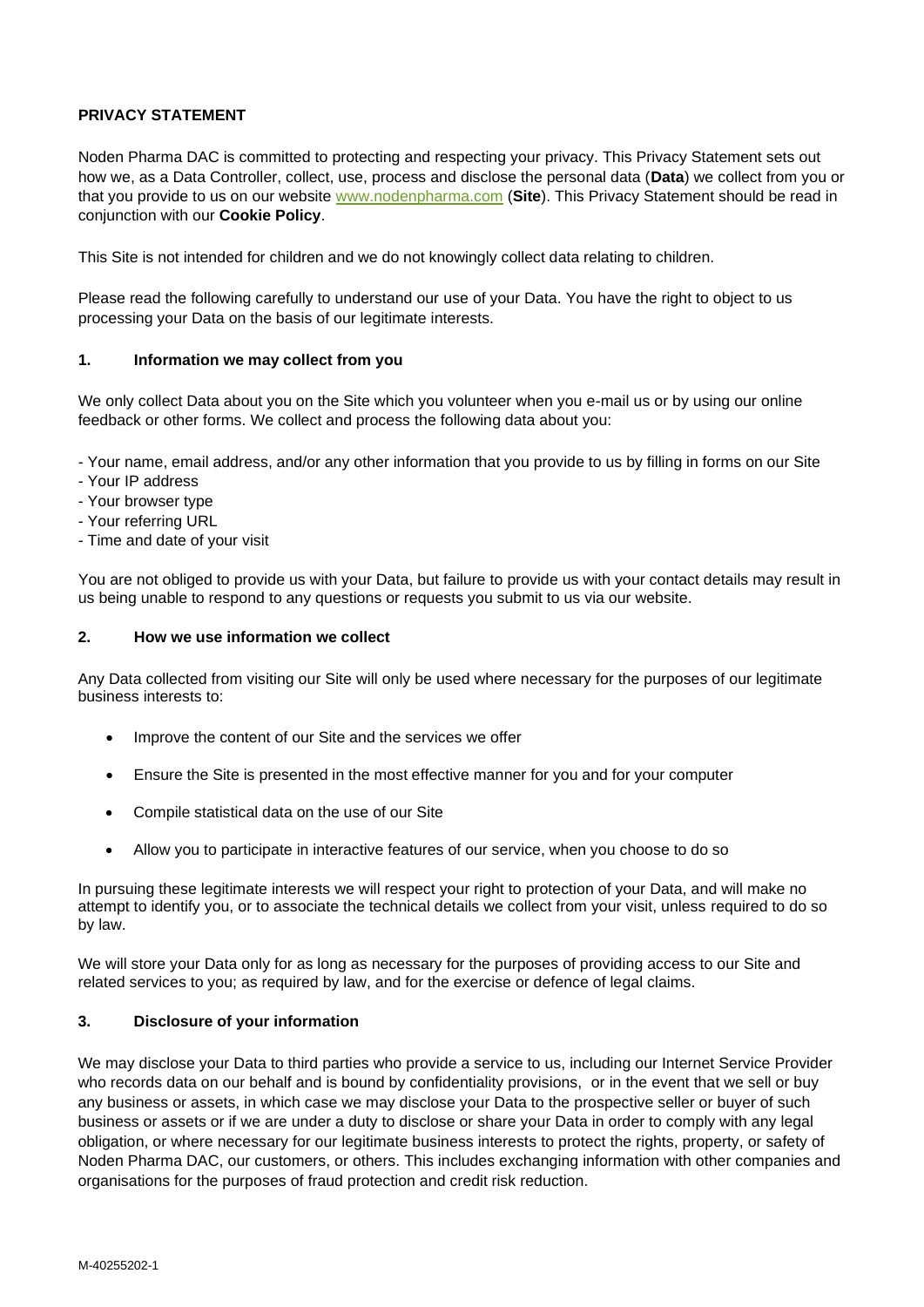# PRIVACY STATEMENT

Noden Pharma DAC is committed to protecting and respecting your privacy. This Privacy Statement sets out how we, as a Data Controller, collect, use, process and disclose the personal data (**Data**) we collect from you or that you provide to us on our website [www.nodenpharma.com](www.nodenpharma.com) (**Site**). This Privacy Statement should be read in conjunction with our **Cookie Policy**.

This Site is not intended for children and we do not knowingly collect data relating to children.

Please read the following carefully to understand our use of your Data. You have the right to object to us processing your Data on the basis of our legitimate interests.

## 1. Information we may collect from you

We only collect Data about you on the Site which you volunteer when you e-mail us or by using our online feedback or other forms. We collect and process the following data about you:

- Your name, email address, and/or any other information that you provide to us by filling in forms on our Site
- Your IP address
- Your browser type
- Your referring URL
- Time and date of your visit

You are not obliged to provide us with your Data, but failure to provide us with your contact details may result in us being unable to respond to any questions or requests you submit to us via our website.

## 2. How we use information we collect

Any Data collected from visiting our Site will only be used where necessary for the purposes of our legitimate business interests to:

- Improve the content of our Site and the services we offer
- Ensure the Site is presented in the most effective manner for you and for your computer
- Compile statistical data on the use of our Site
- Allow you to participate in interactive features of our service, when you choose to do so

In pursuing these legitimate interests we will respect your right to protection of your Data, and will make no attempt to identify you, or to associate the technical details we collect from your visit, unless required to do so by law.

We will store your Data only for as long as necessary for the purposes of providing access to our Site and related services to you; as required by law, and for the exercise or defence of legal claims.

## 3. Disclosure of your information

We may disclose your Data to third parties who provide a service to us, including our Internet Service Provider who records data on our behalf and is bound by confidentiality provisions, or in the event that we sell or buy any business or assets, in which case we may disclose your Data to the prospective seller or buyer of such business or assets or if we are under a duty to disclose or share your Data in order to comply with any legal obligation, or where necessary for our legitimate business interests to protect the rights, property, or safety of Noden Pharma DAC, our customers, or others. This includes exchanging information with other companies and organisations for the purposes of fraud protection and credit risk reduction.

M-40255202-1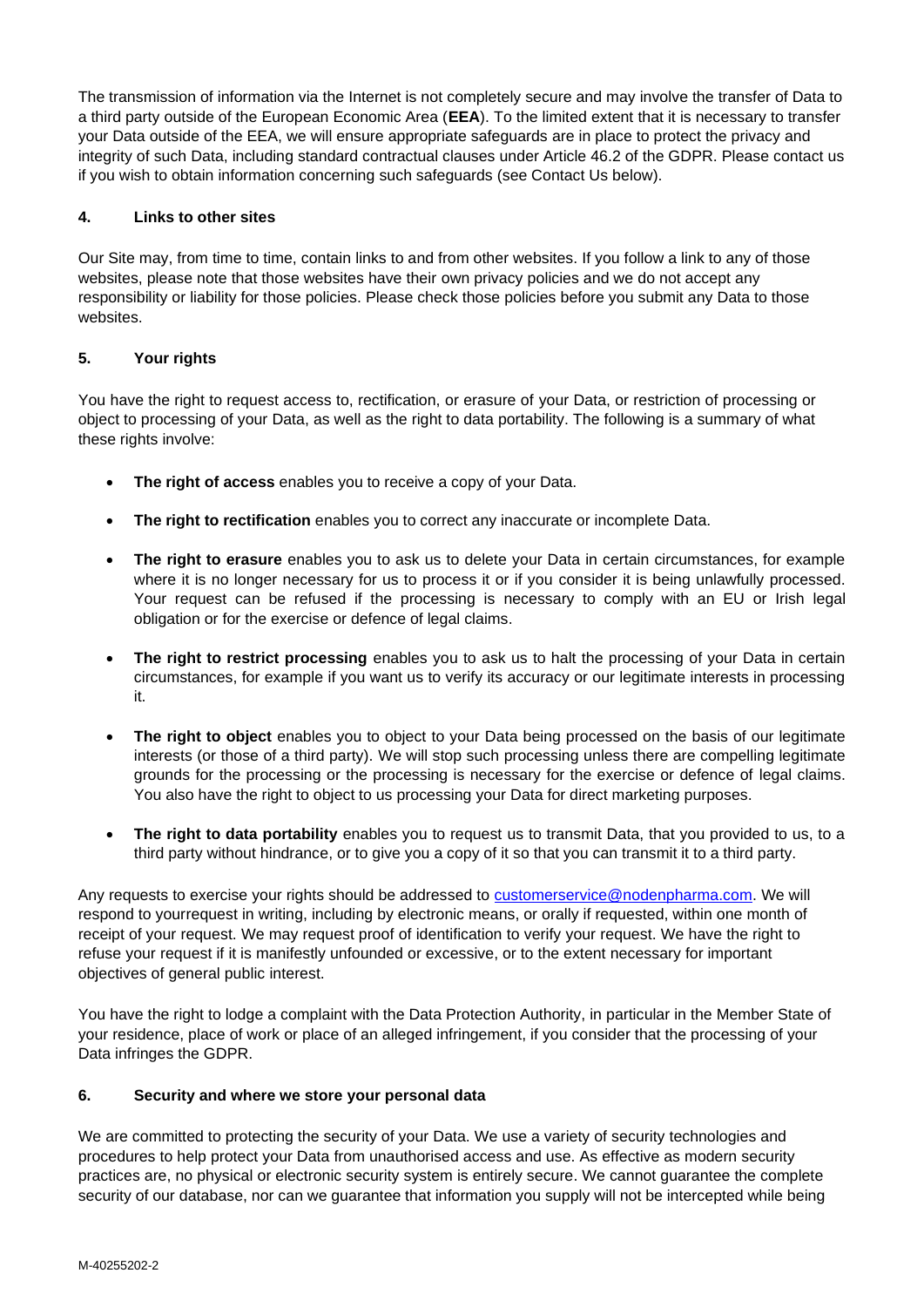The transmission of information via the Internet is not completely secure and may involve the transfer of Data to a third party outside of the European Economic Area (**EEA**). To the limited extent that it is necessary to transfer your Data outside of the EEA, we will ensure appropriate safeguards are in place to protect the privacy and integrity of such Data, including standard contractual clauses under Article 46.2 of the GDPR. Please contact us if you wish to obtain information concerning such safeguards (see Contact Us below).

## 4. Links to other sites

Our Site may, from time to time, contain links to and from other websites. If you follow a link to any of those websites, please note that those websites have their own privacy policies and we do not accept any responsibility or liability for those policies. Please check those policies before you submit any Data to those websites.

## 5. Your rights

You have the right to request access to, rectification, or erasure of your Data, or restriction of processing or object to processing of your Data, as well as the right to data portability. The following is a summary of what these rights involve:

- **The right of access** enables you to receive a copy of your Data.
- **The right to rectification** enables you to correct any inaccurate or incomplete Data.
- **The right to erasure** enables you to ask us to delete your Data in certain circumstances, for example where it is no longer necessary for us to process it or if you consider it is being unlawfully processed. Your request can be refused if the processing is necessary to comply with an EU or Irish legal obligation or for the exercise or defence of legal claims.
- **The right to restrict processing** enables you to ask us to halt the processing of your Data in certain circumstances, for example if you want us to verify its accuracy or our legitimate interests in processing it.
- **The right to object** enables you to object to your Data being processed on the basis of our legitimate interests (or those of a third party). We will stop such processing unless there are compelling legitimate grounds for the processing or the processing is necessary for the exercise or defence of legal claims. You also have the right to object to us processing your Data for direct marketing purposes.
- **The right to data portability** enables you to request us to transmit Data, that you provided to us, to a third party without hindrance, or to give you a copy of it so that you can transmit it to a third party.

Any requests to exercise your rights should be addressed to customerservice@nodenpharma.com. We will respond to yourrequest in writing, including by electronic means, or orally if requested, within one month of receipt of your request. We may request proof of identification to verify your request. We have the right to refuse your request if it is manifestly unfounded or excessive, or to the extent necessary for important objectives of general public interest.

You have the right to lodge a complaint with the Data Protection Authority, in particular in the Member State of your residence, place of work or place of an alleged infringement, if you consider that the processing of your Data infringes the GDPR.

## 6. Security and where we store your personal data

We are committed to protecting the security of your Data. We use a variety of security technologies and procedures to help protect your Data from unauthorised access and use. As effective as modern security practices are, no physical or electronic security system is entirely secure. We cannot guarantee the complete security of our database, nor can we guarantee that information you supply will not be intercepted while being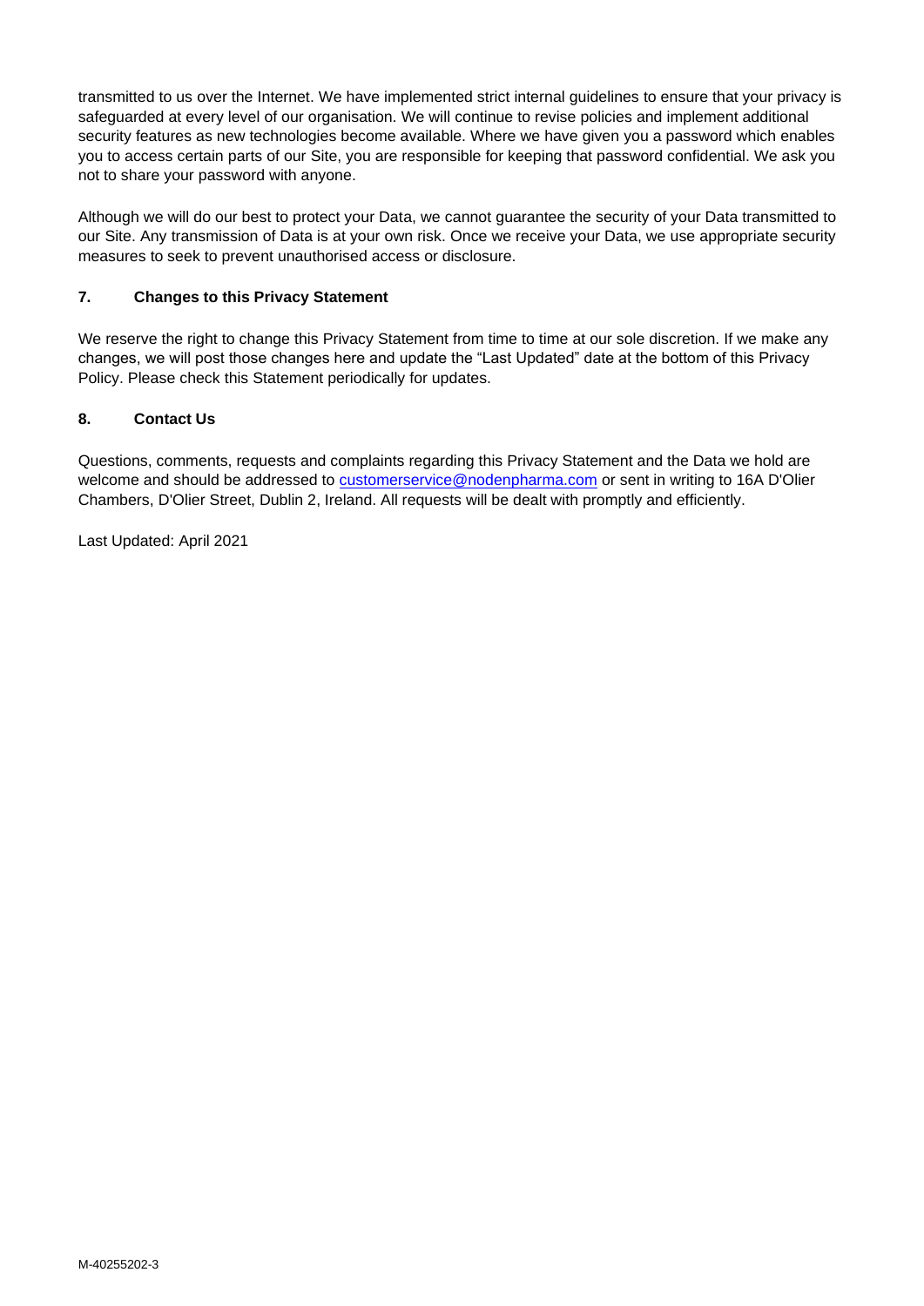transmitted to us over the Internet. We have implemented strict internal guidelines to ensure that your privacy is safeguarded at every level of our organisation. We will continue to revise policies and implement additional security features as new technologies become available. Where we have given you a password which enables you to access certain parts of our Site, you are responsible for keeping that password confidential. We ask you not to share your password with anyone.

Although we will do our best to protect your Data, we cannot guarantee the security of your Data transmitted to our Site. Any transmission of Data is at your own risk. Once we receive your Data, we use appropriate security measures to seek to prevent unauthorised access or disclosure.

## 7. Changes to this Privacy Statement

We reserve the right to change this Privacy Statement from time to time at our sole discretion. If we make any changes, we will post those changes here and update the "Last Updated" date at the bottom of this Privacy Policy. Please check this Statement periodically for updates.

## 8. Contact Us

Questions, comments, requests and complaints regarding this Privacy Statement and the Data we hold are welcome and should be addressed to customerservice@nodenpharma.com or sent in writing to 16A D'Olier Chambers, D'Olier Street, Dublin 2, Ireland. All requests will be dealt with promptly and efficiently.

Last Updated: April 2021